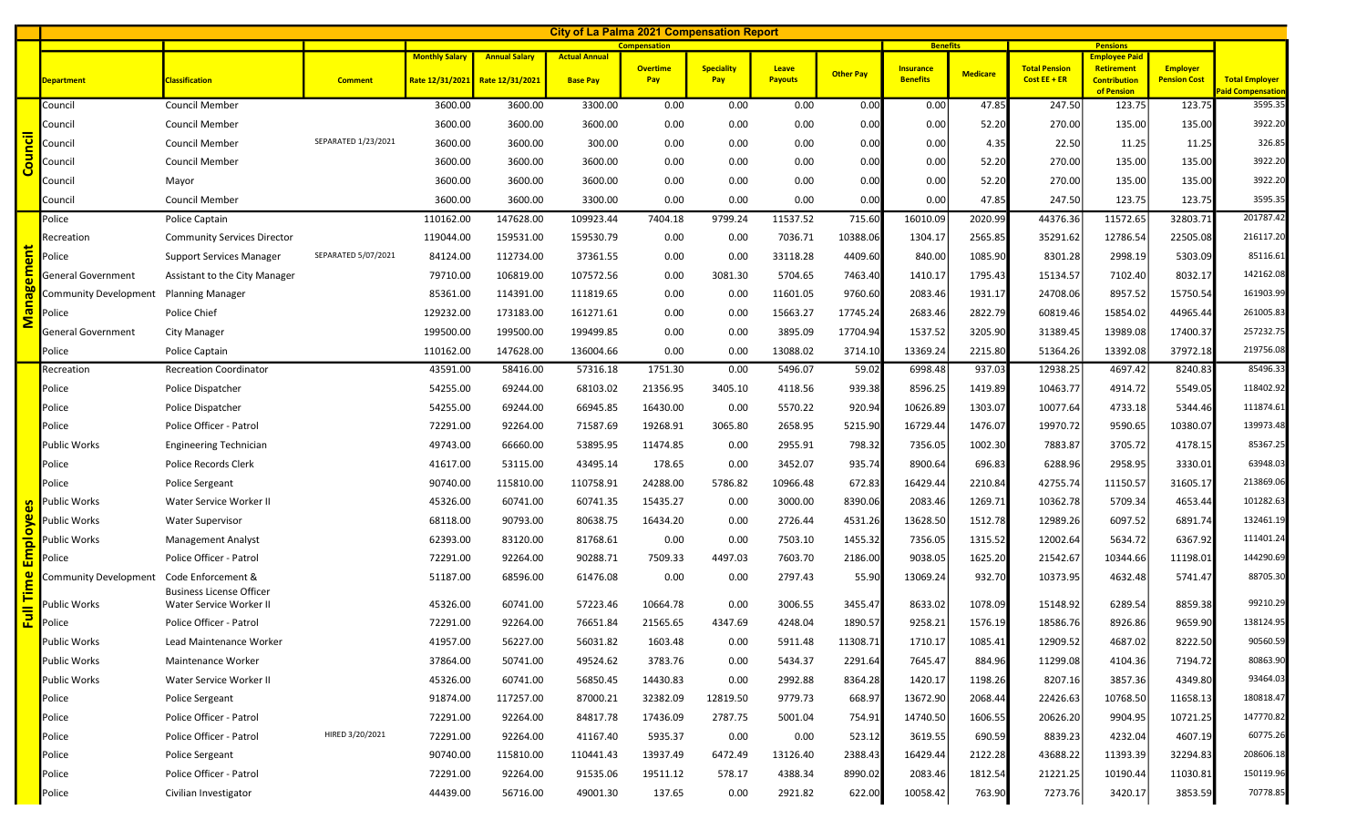# City of La Palma 2021 Compensation Report

| | Department | Classification | Comment | Compensation | | | | | | | | Benefits | | Pensions | | | |
|---|---|---|---|---|---|---|---|---|---|---|---|---|---|---|---|---|---|
| | | | | Monthly Salary Rate 12/31/2021 | Annual Salary Rate 12/31/2021 | Actual Annual Base Pay | Overtime Pay | Speciality Pay | Leave Payouts | Other Pay | | Insurance Benefits | Medicare | Total Pension Cost EE + ER | Employee Paid Retirement Contribution of Pension | Employer Pension Cost | Total Employer Paid Compensation |
| Council | Council | Council Member | | 3600.00 | 3600.00 | 3300.00 | 0.00 | 0.00 | 0.00 | 0.00 | | 0.00 | 47.85 | 247.50 | 123.75 | 123.75 | 3595.35 |
| Council | Council | Council Member | | 3600.00 | 3600.00 | 3600.00 | 0.00 | 0.00 | 0.00 | 0.00 | | 0.00 | 52.20 | 270.00 | 135.00 | 135.00 | 3922.20 |
| Council | Council | Council Member | SEPARATED 1/23/2021 | 3600.00 | 3600.00 | 300.00 | 0.00 | 0.00 | 0.00 | 0.00 | | 0.00 | 4.35 | 22.50 | 11.25 | 11.25 | 326.85 |
| Council | Council | Council Member | | 3600.00 | 3600.00 | 3600.00 | 0.00 | 0.00 | 0.00 | 0.00 | | 0.00 | 52.20 | 270.00 | 135.00 | 135.00 | 3922.20 |
| Council | Council | Mayor | | 3600.00 | 3600.00 | 3600.00 | 0.00 | 0.00 | 0.00 | 0.00 | | 0.00 | 52.20 | 270.00 | 135.00 | 135.00 | 3922.20 |
| Council | Council | Council Member | | 3600.00 | 3600.00 | 3300.00 | 0.00 | 0.00 | 0.00 | 0.00 | | 0.00 | 47.85 | 247.50 | 123.75 | 123.75 | 3595.35 |
| Management | Police | Police Captain | | 110162.00 | 147628.00 | 109923.44 | 7404.18 | 9799.24 | 11537.52 | 715.60 | | 16010.09 | 2020.99 | 44376.36 | 11572.65 | 32803.71 | 201787.42 |
| Management | Recreation | Community Services Director | | 119044.00 | 159531.00 | 159530.79 | 0.00 | 0.00 | 7036.71 | 10388.06 | | 1304.17 | 2565.85 | 35291.62 | 12786.54 | 22505.08 | 216117.20 |
| Management | Police | Support Services Manager | SEPARATED 5/07/2021 | 84124.00 | 112734.00 | 37361.55 | 0.00 | 0.00 | 33118.28 | 4409.60 | | 840.00 | 1085.90 | 8301.28 | 2998.19 | 5303.09 | 85116.61 |
| Management | General Government | Assistant to the City Manager | | 79710.00 | 106819.00 | 107572.56 | 0.00 | 3081.30 | 5704.65 | 7463.40 | | 1410.17 | 1795.43 | 15134.57 | 7102.40 | 8032.17 | 142162.08 |
| Management | Community Development | Planning Manager | | 85361.00 | 114391.00 | 111819.65 | 0.00 | 0.00 | 11601.05 | 9760.60 | | 2083.46 | 1931.17 | 24708.06 | 8957.52 | 15750.54 | 161903.99 |
| Management | Police | Police Chief | | 129232.00 | 173183.00 | 161271.61 | 0.00 | 0.00 | 15663.27 | 17745.24 | | 2683.46 | 2822.79 | 60819.46 | 15854.02 | 44965.44 | 261005.83 |
| Management | General Government | City Manager | | 199500.00 | 199500.00 | 199499.85 | 0.00 | 0.00 | 3895.09 | 17704.94 | | 1537.52 | 3205.90 | 31389.45 | 13989.08 | 17400.37 | 257232.75 |
| Management | Police | Police Captain | | 110162.00 | 147628.00 | 136004.66 | 0.00 | 0.00 | 13088.02 | 3714.10 | | 13369.24 | 2215.80 | 51364.26 | 13392.08 | 37972.18 | 219756.08 |
| Full Time Employees | Recreation | Recreation Coordinator | | 43591.00 | 58416.00 | 57316.18 | 1751.30 | 0.00 | 5496.07 | 59.02 | | 6998.48 | 937.03 | 12938.25 | 4697.42 | 8240.83 | 85496.33 |
| Full Time Employees | Police | Police Dispatcher | | 54255.00 | 69244.00 | 68103.02 | 21356.95 | 3405.10 | 4118.56 | 939.38 | | 8596.25 | 1419.89 | 10463.77 | 4914.72 | 5549.05 | 118402.92 |
| Full Time Employees | Police | Police Dispatcher | | 54255.00 | 69244.00 | 66945.85 | 16430.00 | 0.00 | 5570.22 | 920.94 | | 10626.89 | 1303.07 | 10077.64 | 4733.18 | 5344.46 | 111874.61 |
| Full Time Employees | Police | Police Officer - Patrol | | 72291.00 | 92264.00 | 71587.69 | 19268.91 | 3065.80 | 2658.95 | 5215.90 | | 16729.44 | 1476.07 | 19970.72 | 9590.65 | 10380.07 | 139973.48 |
| Full Time Employees | Public Works | Engineering Technician | | 49743.00 | 66660.00 | 53895.95 | 11474.85 | 0.00 | 2955.91 | 798.32 | | 7356.05 | 1002.30 | 7883.87 | 3705.72 | 4178.15 | 85367.25 |
| Full Time Employees | Police | Police Records Clerk | | 41617.00 | 53115.00 | 43495.14 | 178.65 | 0.00 | 3452.07 | 935.74 | | 8900.64 | 696.83 | 6288.96 | 2958.95 | 3330.01 | 63948.03 |
| Full Time Employees | Police | Police Sergeant | | 90740.00 | 115810.00 | 110758.91 | 24288.00 | 5786.82 | 10966.48 | 672.83 | | 16429.44 | 2210.84 | 42755.74 | 11150.57 | 31605.17 | 213869.06 |
| Full Time Employees | Public Works | Water Service Worker II | | 45326.00 | 60741.00 | 60741.35 | 15435.27 | 0.00 | 3000.00 | 8390.06 | | 2083.46 | 1269.71 | 10362.78 | 5709.34 | 4653.44 | 101282.63 |
| Full Time Employees | Public Works | Water Supervisor | | 68118.00 | 90793.00 | 80638.75 | 16434.20 | 0.00 | 2726.44 | 4531.26 | | 13628.50 | 1512.78 | 12989.26 | 6097.52 | 6891.74 | 132461.19 |
| Full Time Employees | Public Works | Management Analyst | | 62393.00 | 83120.00 | 81768.61 | 0.00 | 0.00 | 7503.10 | 1455.32 | | 7356.05 | 1315.52 | 12002.64 | 5634.72 | 6367.92 | 111401.24 |
| Full Time Employees | Police | Police Officer - Patrol | | 72291.00 | 92264.00 | 90288.71 | 7509.33 | 4497.03 | 7603.70 | 2186.00 | | 9038.05 | 1625.20 | 21542.67 | 10344.66 | 11198.01 | 144290.69 |
| Full Time Employees | Community Development | Code Enforcement & Business License Officer | | 51187.00 | 68596.00 | 61476.08 | 0.00 | 0.00 | 2797.43 | 55.90 | | 13069.24 | 932.70 | 10373.95 | 4632.48 | 5741.47 | 88705.30 |
| Full Time Employees | Public Works | Water Service Worker II | | 45326.00 | 60741.00 | 57223.46 | 10664.78 | 0.00 | 3006.55 | 3455.47 | | 8633.02 | 1078.09 | 15148.92 | 6289.54 | 8859.38 | 99210.29 |
| Full Time Employees | Police | Police Officer - Patrol | | 72291.00 | 92264.00 | 76651.84 | 21565.65 | 4347.69 | 4248.04 | 1890.57 | | 9258.21 | 1576.19 | 18586.76 | 8926.86 | 9659.90 | 138124.95 |
| Full Time Employees | Public Works | Lead Maintenance Worker | | 41957.00 | 56227.00 | 56031.82 | 1603.48 | 0.00 | 5911.48 | 11308.71 | | 1710.17 | 1085.41 | 12909.52 | 4687.02 | 8222.50 | 90560.59 |
| Full Time Employees | Public Works | Maintenance Worker | | 37864.00 | 50741.00 | 49524.62 | 3783.76 | 0.00 | 5434.37 | 2291.64 | | 7645.47 | 884.96 | 11299.08 | 4104.36 | 7194.72 | 80863.90 |
| Full Time Employees | Public Works | Water Service Worker II | | 45326.00 | 60741.00 | 56850.45 | 14430.83 | 0.00 | 2992.88 | 8364.28 | | 1420.17 | 1198.26 | 8207.16 | 3857.36 | 4349.80 | 93464.03 |
| Full Time Employees | Police | Police Sergeant | | 91874.00 | 117257.00 | 87000.21 | 32382.09 | 12819.50 | 9779.73 | 668.97 | | 13672.90 | 2068.44 | 22426.63 | 10768.50 | 11658.13 | 180818.47 |
| Full Time Employees | Police | Police Officer - Patrol | | 72291.00 | 92264.00 | 84817.78 | 17436.09 | 2787.75 | 5001.04 | 754.91 | | 14740.50 | 1606.55 | 20626.20 | 9904.95 | 10721.25 | 147770.82 |
| Full Time Employees | Police | Police Officer - Patrol | HIRED 3/20/2021 | 72291.00 | 92264.00 | 41167.40 | 5935.37 | 0.00 | 0.00 | 523.12 | | 3619.55 | 690.59 | 8839.23 | 4232.04 | 4607.19 | 60775.26 |
| Full Time Employees | Police | Police Sergeant | | 90740.00 | 115810.00 | 110441.43 | 13937.49 | 6472.49 | 13126.40 | 2388.43 | | 16429.44 | 2122.28 | 43688.22 | 11393.39 | 32294.83 | 208606.18 |
| Full Time Employees | Police | Police Officer - Patrol | | 72291.00 | 92264.00 | 91535.06 | 19511.12 | 578.17 | 4388.34 | 8990.02 | | 2083.46 | 1812.54 | 21221.25 | 10190.44 | 11030.81 | 150119.96 |
| Full Time Employees | Police | Civilian Investigator | | 44439.00 | 56716.00 | 49001.30 | 137.65 | 0.00 | 2921.82 | 622.00 | | 10058.42 | 763.90 | 7273.76 | 3420.17 | 3853.59 | 70778.85 |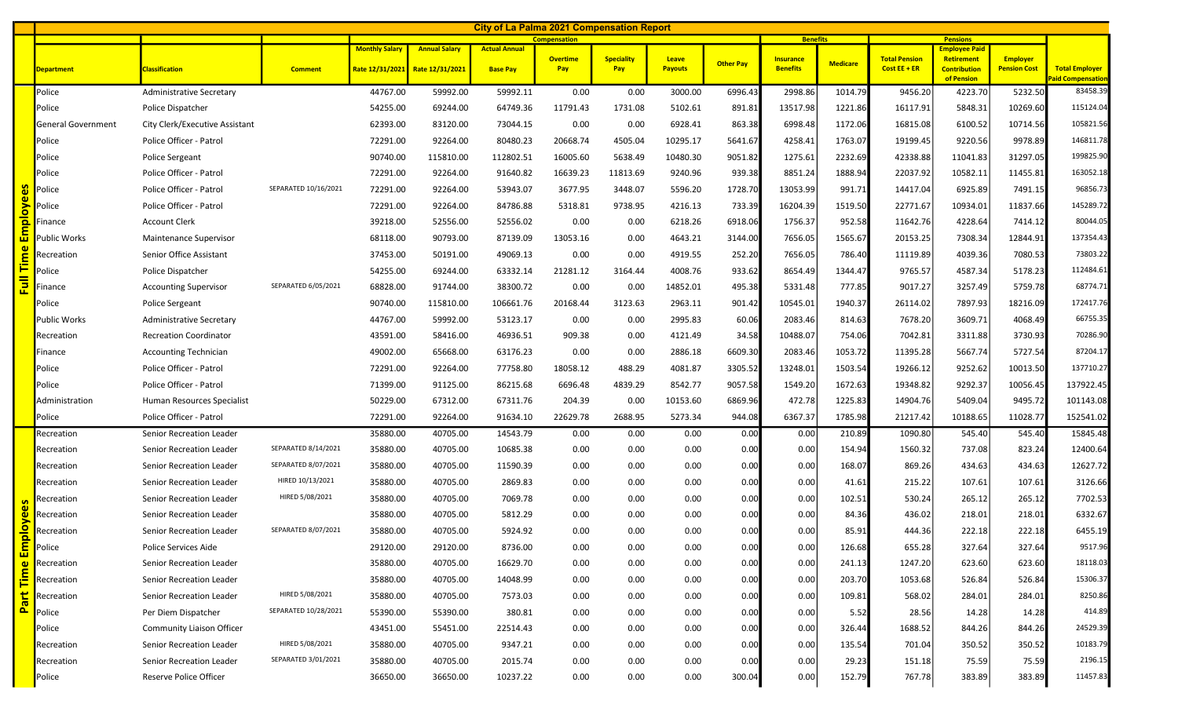# City of La Palma 2021 Compensation Report

| | | | | Compensation | | | | | | | Benefits | | Pensions | | | |
|---|---|---|---|---|---|---|---|---|---|---|---|---|---|---|---|---|
| | Department | Classification | Comment | Monthly Salary Rate 12/31/2021 | Annual Salary Rate 12/31/2021 | Actual Annual Base Pay | Overtime Pay | Speciality Pay | Leave Payouts | Other Pay | Insurance Benefits | Medicare | Total Pension Cost EE + ER | Employee Paid Retirement Contribution of Pension | Employer Pension Cost | Total Employer Paid Compensation |
| Full Time Employees | Police | Administrative Secretary | | 44767.00 | 59992.00 | 59992.11 | 0.00 | 0.00 | 3000.00 | 6996.43 | 2998.86 | 1014.79 | 9456.20 | 4223.70 | 5232.50 | 83458.39 |
| | Police | Police Dispatcher | | 54255.00 | 69244.00 | 64749.36 | 11791.43 | 1731.08 | 5102.61 | 891.81 | 13517.98 | 1221.86 | 16117.91 | 5848.31 | 10269.60 | 115124.04 |
| | General Government | City Clerk/Executive Assistant | | 62393.00 | 83120.00 | 73044.15 | 0.00 | 0.00 | 6928.41 | 863.38 | 6998.48 | 1172.06 | 16815.08 | 6100.52 | 10714.56 | 105821.56 |
| | Police | Police Officer - Patrol | | 72291.00 | 92264.00 | 80480.23 | 20668.74 | 4505.04 | 10295.17 | 5641.67 | 4258.41 | 1763.07 | 19199.45 | 9220.56 | 9978.89 | 146811.78 |
| | Police | Police Sergeant | | 90740.00 | 115810.00 | 112802.51 | 16005.60 | 5638.49 | 10480.30 | 9051.82 | 1275.61 | 2232.69 | 42338.88 | 11041.83 | 31297.05 | 199825.90 |
| | Police | Police Officer - Patrol | | 72291.00 | 92264.00 | 91640.82 | 16639.23 | 11813.69 | 9240.96 | 939.38 | 8851.24 | 1888.94 | 22037.92 | 10582.11 | 11455.81 | 163052.18 |
| | Police | Police Officer - Patrol | SEPARATED 10/16/2021 | 72291.00 | 92264.00 | 53943.07 | 3677.95 | 3448.07 | 5596.20 | 1728.70 | 13053.99 | 991.71 | 14417.04 | 6925.89 | 7491.15 | 96856.73 |
| | Police | Police Officer - Patrol | | 72291.00 | 92264.00 | 84786.88 | 5318.81 | 9738.95 | 4216.13 | 733.39 | 16204.39 | 1519.50 | 22771.67 | 10934.01 | 11837.66 | 145289.72 |
| | Finance | Account Clerk | | 39218.00 | 52556.00 | 52556.02 | 0.00 | 0.00 | 6218.26 | 6918.06 | 1756.37 | 952.58 | 11642.76 | 4228.64 | 7414.12 | 80044.05 |
| | Public Works | Maintenance Supervisor | | 68118.00 | 90793.00 | 87139.09 | 13053.16 | 0.00 | 4643.21 | 3144.00 | 7656.05 | 1565.67 | 20153.25 | 7308.34 | 12844.91 | 137354.43 |
| | Recreation | Senior Office Assistant | | 37453.00 | 50191.00 | 49069.13 | 0.00 | 0.00 | 4919.55 | 252.20 | 7656.05 | 786.40 | 11119.89 | 4039.36 | 7080.53 | 73803.22 |
| | Police | Police Dispatcher | | 54255.00 | 69244.00 | 63332.14 | 21281.12 | 3164.44 | 4008.76 | 933.62 | 8654.49 | 1344.47 | 9765.57 | 4587.34 | 5178.23 | 112484.61 |
| | Finance | Accounting Supervisor | SEPARATED 6/05/2021 | 68828.00 | 91744.00 | 38300.72 | 0.00 | 0.00 | 14852.01 | 495.38 | 5331.48 | 777.85 | 9017.27 | 3257.49 | 5759.78 | 68774.71 |
| | Police | Police Sergeant | | 90740.00 | 115810.00 | 106661.76 | 20168.44 | 3123.63 | 2963.11 | 901.42 | 10545.01 | 1940.37 | 26114.02 | 7897.93 | 18216.09 | 172417.76 |
| | Public Works | Administrative Secretary | | 44767.00 | 59992.00 | 53123.17 | 0.00 | 0.00 | 2995.83 | 60.06 | 2083.46 | 814.63 | 7678.20 | 3609.71 | 4068.49 | 66755.35 |
| | Recreation | Recreation Coordinator | | 43591.00 | 58416.00 | 46936.51 | 909.38 | 0.00 | 4121.49 | 34.58 | 10488.07 | 754.06 | 7042.81 | 3311.88 | 3730.93 | 70286.90 |
| | Finance | Accounting Technician | | 49002.00 | 65668.00 | 63176.23 | 0.00 | 0.00 | 2886.18 | 6609.30 | 2083.46 | 1053.72 | 11395.28 | 5667.74 | 5727.54 | 87204.17 |
| | Police | Police Officer - Patrol | | 72291.00 | 92264.00 | 77758.80 | 18058.12 | 488.29 | 4081.87 | 3305.52 | 13248.01 | 1503.54 | 19266.12 | 9252.62 | 10013.50 | 137710.27 |
| | Police | Police Officer - Patrol | | 71399.00 | 91125.00 | 86215.68 | 6696.48 | 4839.29 | 8542.77 | 9057.58 | 1549.20 | 1672.63 | 19348.82 | 9292.37 | 10056.45 | 137922.45 |
| | Administration | Human Resources Specialist | | 50229.00 | 67312.00 | 67311.76 | 204.39 | 0.00 | 10153.60 | 6869.96 | 472.78 | 1225.83 | 14904.76 | 5409.04 | 9495.72 | 101143.08 |
| | Police | Police Officer - Patrol | | 72291.00 | 92264.00 | 91634.10 | 22629.78 | 2688.95 | 5273.34 | 944.08 | 6367.37 | 1785.98 | 21217.42 | 10188.65 | 11028.77 | 152541.02 |
| Part Time Employees | Recreation | Senior Recreation Leader | | 35880.00 | 40705.00 | 14543.79 | 0.00 | 0.00 | 0.00 | 0.00 | 0.00 | 210.89 | 1090.80 | 545.40 | 545.40 | 15845.48 |
| | Recreation | Senior Recreation Leader | SEPARATED 8/14/2021 | 35880.00 | 40705.00 | 10685.38 | 0.00 | 0.00 | 0.00 | 0.00 | 0.00 | 154.94 | 1560.32 | 737.08 | 823.24 | 12400.64 |
| | Recreation | Senior Recreation Leader | SEPARATED 8/07/2021 | 35880.00 | 40705.00 | 11590.39 | 0.00 | 0.00 | 0.00 | 0.00 | 0.00 | 168.07 | 869.26 | 434.63 | 434.63 | 12627.72 |
| | Recreation | Senior Recreation Leader | HIRED 10/13/2021 | 35880.00 | 40705.00 | 2869.83 | 0.00 | 0.00 | 0.00 | 0.00 | 0.00 | 41.61 | 215.22 | 107.61 | 107.61 | 3126.66 |
| | Recreation | Senior Recreation Leader | HIRED 5/08/2021 | 35880.00 | 40705.00 | 7069.78 | 0.00 | 0.00 | 0.00 | 0.00 | 0.00 | 102.51 | 530.24 | 265.12 | 265.12 | 7702.53 |
| | Recreation | Senior Recreation Leader | | 35880.00 | 40705.00 | 5812.29 | 0.00 | 0.00 | 0.00 | 0.00 | 0.00 | 84.36 | 436.02 | 218.01 | 218.01 | 6332.67 |
| | Recreation | Senior Recreation Leader | SEPARATED 8/07/2021 | 35880.00 | 40705.00 | 5924.92 | 0.00 | 0.00 | 0.00 | 0.00 | 0.00 | 85.91 | 444.36 | 222.18 | 222.18 | 6455.19 |
| | Police | Police Services Aide | | 29120.00 | 29120.00 | 8736.00 | 0.00 | 0.00 | 0.00 | 0.00 | 0.00 | 126.68 | 655.28 | 327.64 | 327.64 | 9517.96 |
| | Recreation | Senior Recreation Leader | | 35880.00 | 40705.00 | 16629.70 | 0.00 | 0.00 | 0.00 | 0.00 | 0.00 | 241.13 | 1247.20 | 623.60 | 623.60 | 18118.03 |
| | Recreation | Senior Recreation Leader | | 35880.00 | 40705.00 | 14048.99 | 0.00 | 0.00 | 0.00 | 0.00 | 0.00 | 203.70 | 1053.68 | 526.84 | 526.84 | 15306.37 |
| | Recreation | Senior Recreation Leader | HIRED 5/08/2021 | 35880.00 | 40705.00 | 7573.03 | 0.00 | 0.00 | 0.00 | 0.00 | 0.00 | 109.81 | 568.02 | 284.01 | 284.01 | 8250.86 |
| | Police | Per Diem Dispatcher | SEPARATED 10/28/2021 | 55390.00 | 55390.00 | 380.81 | 0.00 | 0.00 | 0.00 | 0.00 | 0.00 | 5.52 | 28.56 | 14.28 | 14.28 | 414.89 |
| | Police | Community Liaison Officer | | 43451.00 | 55451.00 | 22514.43 | 0.00 | 0.00 | 0.00 | 0.00 | 0.00 | 326.44 | 1688.52 | 844.26 | 844.26 | 24529.39 |
| | Recreation | Senior Recreation Leader | HIRED 5/08/2021 | 35880.00 | 40705.00 | 9347.21 | 0.00 | 0.00 | 0.00 | 0.00 | 0.00 | 135.54 | 701.04 | 350.52 | 350.52 | 10183.79 |
| | Recreation | Senior Recreation Leader | SEPARATED 3/01/2021 | 35880.00 | 40705.00 | 2015.74 | 0.00 | 0.00 | 0.00 | 0.00 | 0.00 | 29.23 | 151.18 | 75.59 | 75.59 | 2196.15 |
| | Police | Reserve Police Officer | | 36650.00 | 36650.00 | 10237.22 | 0.00 | 0.00 | 0.00 | 300.04 | 0.00 | 152.79 | 767.78 | 383.89 | 383.89 | 11457.83 |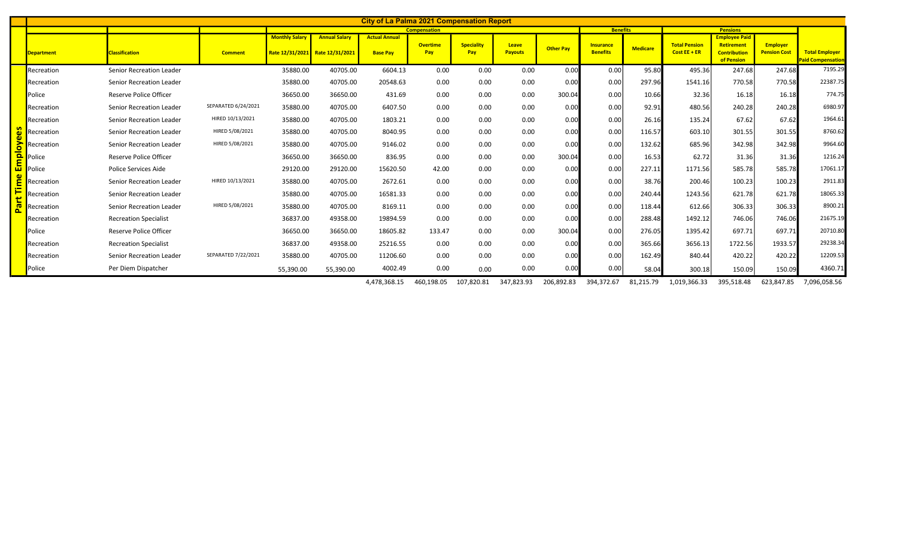| | | | | | | | | | | | | | | | | |
|---|---|---|---|---|---|---|---|---|---|---|---|---|---|---|---|---|
| City of La Palma 2021 Compensation Report | | | | | | | | | | | | | | | | |
| | | | | | Compensation | | | | | | Benefits | | Pensions | | | |
| Department | Classification | Comment | Monthly Salary Rate 12/31/2021 | Annual Salary Rate 12/31/2021 | Actual Annual Base Pay | Overtime Pay | Speciality Pay | Leave Payouts | Other Pay | Insurance Benefits | Medicare | Total Pension Cost EE + ER | Employee Paid Retirement Contribution of Pension | Employer Pension Cost | Total Employer Paid Compensation |
| Part Time Employees | Recreation | Senior Recreation Leader | | 35880.00 | 40705.00 | 6604.13 | 0.00 | 0.00 | 0.00 | 0.00 | 0.00 | 95.80 | 495.36 | 247.68 | 247.68 | 7195.29 |
| | Recreation | Senior Recreation Leader | | 35880.00 | 40705.00 | 20548.63 | 0.00 | 0.00 | 0.00 | 0.00 | 0.00 | 297.96 | 1541.16 | 770.58 | 770.58 | 22387.75 |
| | Police | Reserve Police Officer | | 36650.00 | 36650.00 | 431.69 | 0.00 | 0.00 | 0.00 | 300.04 | 0.00 | 10.66 | 32.36 | 16.18 | 16.18 | 774.75 |
| | Recreation | Senior Recreation Leader | SEPARATED 6/24/2021 | 35880.00 | 40705.00 | 6407.50 | 0.00 | 0.00 | 0.00 | 0.00 | 0.00 | 92.91 | 480.56 | 240.28 | 240.28 | 6980.97 |
| | Recreation | Senior Recreation Leader | HIRED 10/13/2021 | 35880.00 | 40705.00 | 1803.21 | 0.00 | 0.00 | 0.00 | 0.00 | 0.00 | 26.16 | 135.24 | 67.62 | 67.62 | 1964.61 |
| | Recreation | Senior Recreation Leader | HIRED 5/08/2021 | 35880.00 | 40705.00 | 8040.95 | 0.00 | 0.00 | 0.00 | 0.00 | 0.00 | 116.57 | 603.10 | 301.55 | 301.55 | 8760.62 |
| | Recreation | Senior Recreation Leader | HIRED 5/08/2021 | 35880.00 | 40705.00 | 9146.02 | 0.00 | 0.00 | 0.00 | 0.00 | 0.00 | 132.62 | 685.96 | 342.98 | 342.98 | 9964.60 |
| | Police | Reserve Police Officer | | 36650.00 | 36650.00 | 836.95 | 0.00 | 0.00 | 0.00 | 300.04 | 0.00 | 16.53 | 62.72 | 31.36 | 31.36 | 1216.24 |
| | Police | Police Services Aide | | 29120.00 | 29120.00 | 15620.50 | 42.00 | 0.00 | 0.00 | 0.00 | 0.00 | 227.11 | 1171.56 | 585.78 | 585.78 | 17061.17 |
| | Recreation | Senior Recreation Leader | HIRED 10/13/2021 | 35880.00 | 40705.00 | 2672.61 | 0.00 | 0.00 | 0.00 | 0.00 | 0.00 | 38.76 | 200.46 | 100.23 | 100.23 | 2911.83 |
| | Recreation | Senior Recreation Leader | | 35880.00 | 40705.00 | 16581.33 | 0.00 | 0.00 | 0.00 | 0.00 | 0.00 | 240.44 | 1243.56 | 621.78 | 621.78 | 18065.33 |
| | Recreation | Senior Recreation Leader | HIRED 5/08/2021 | 35880.00 | 40705.00 | 8169.11 | 0.00 | 0.00 | 0.00 | 0.00 | 0.00 | 118.44 | 612.66 | 306.33 | 306.33 | 8900.21 |
| | Recreation | Recreation Specialist | | 36837.00 | 49358.00 | 19894.59 | 0.00 | 0.00 | 0.00 | 0.00 | 0.00 | 288.48 | 1492.12 | 746.06 | 746.06 | 21675.19 |
| | Police | Reserve Police Officer | | 36650.00 | 36650.00 | 18605.82 | 133.47 | 0.00 | 0.00 | 300.04 | 0.00 | 276.05 | 1395.42 | 697.71 | 697.71 | 20710.80 |
| | Recreation | Recreation Specialist | | 36837.00 | 49358.00 | 25216.55 | 0.00 | 0.00 | 0.00 | 0.00 | 0.00 | 365.66 | 3656.13 | 1722.56 | 1933.57 | 29238.34 |
| | Recreation | Senior Recreation Leader | SEPARATED 7/22/2021 | 35880.00 | 40705.00 | 11206.60 | 0.00 | 0.00 | 0.00 | 0.00 | 0.00 | 162.49 | 840.44 | 420.22 | 420.22 | 12209.53 |
| | Police | Per Diem Dispatcher | | 55,390.00 | 55,390.00 | 4002.49 | 0.00 | 0.00 | 0.00 | 0.00 | 0.00 | 58.04 | 300.18 | 150.09 | 150.09 | 4360.71 |
| | | | | | | 4,478,368.15 | 460,198.05 | 107,820.81 | 347,823.93 | 206,892.83 | 394,372.67 | 81,215.79 | 1,019,366.33 | 395,518.48 | 623,847.85 | 7,096,058.56 |